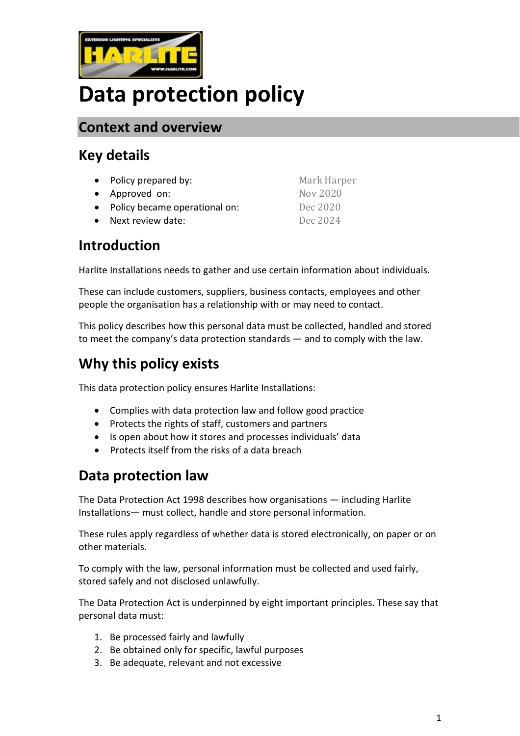# Data protection policy

## Context and overview

### Key details

- Policy prepared by: Mark Harper
- Approved on: Nov 2020
- Policy became operational on: Dec 2020
- Next review date: Dec 2024

### Introduction

Harlite Installations needs to gather and use certain information about individuals.

These can include customers, suppliers, business contacts, employees and other people the organisation has a relationship with or may need to contact.

This policy describes how this personal data must be collected, handled and stored to meet the company's data protection standards — and to comply with the law.

### Why this policy exists

This data protection policy ensures Harlite Installations:

- Complies with data protection law and follow good practice
- Protects the rights of staff, customers and partners
- Is open about how it stores and processes individuals' data
- Protects itself from the risks of a data breach

### Data protection law

The Data Protection Act 1998 describes how organisations — including Harlite Installations— must collect, handle and store personal information.

These rules apply regardless of whether data is stored electronically, on paper or on other materials.

To comply with the law, personal information must be collected and used fairly, stored safely and not disclosed unlawfully.

The Data Protection Act is underpinned by eight important principles. These say that personal data must:

1. Be processed fairly and lawfully
2. Be obtained only for specific, lawful purposes
3. Be adequate, relevant and not excessive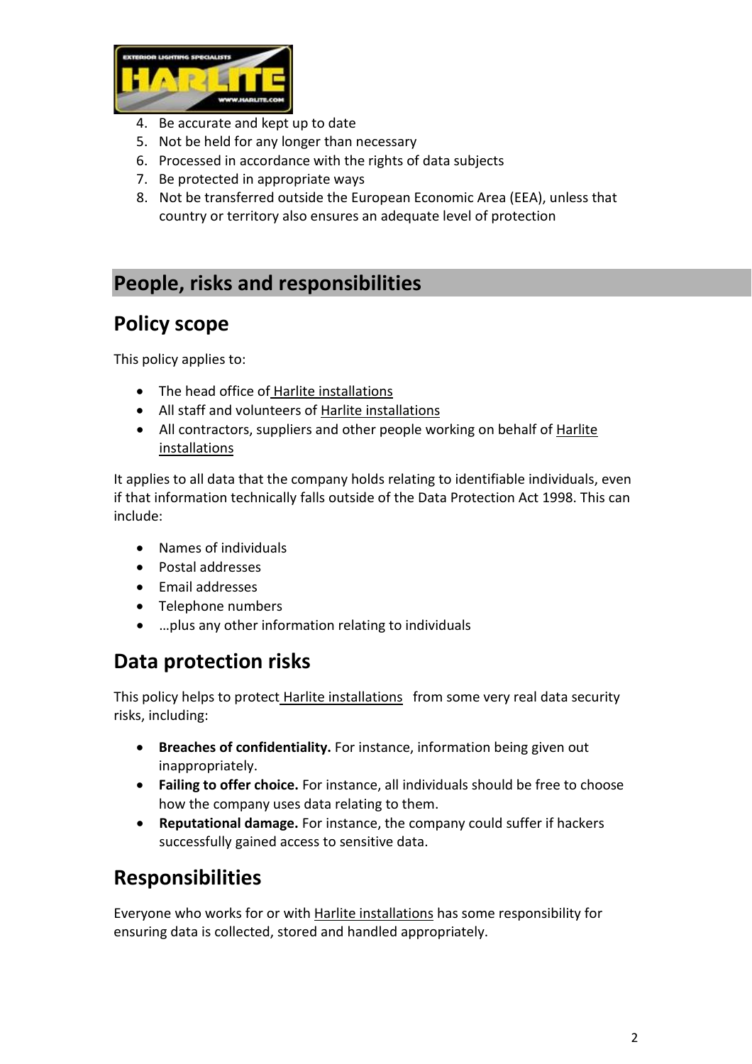4. Be accurate and kept up to date
5. Not be held for any longer than necessary
6. Processed in accordance with the rights of data subjects
7. Be protected in appropriate ways
8. Not be transferred outside the European Economic Area (EEA), unless that country or territory also ensures an adequate level of protection

## People, risks and responsibilities

### Policy scope

This policy applies to:

- The head office of Harlite installations
- All staff and volunteers of Harlite installations
- All contractors, suppliers and other people working on behalf of Harlite installations

It applies to all data that the company holds relating to identifiable individuals, even if that information technically falls outside of the Data Protection Act 1998. This can include:

- Names of individuals
- Postal addresses
- Email addresses
- Telephone numbers
- …plus any other information relating to individuals

### Data protection risks

This policy helps to protect Harlite installations from some very real data security risks, including:

- **Breaches of confidentiality.** For instance, information being given out inappropriately.
- **Failing to offer choice.** For instance, all individuals should be free to choose how the company uses data relating to them.
- **Reputational damage.** For instance, the company could suffer if hackers successfully gained access to sensitive data.

### Responsibilities

Everyone who works for or with Harlite installations has some responsibility for ensuring data is collected, stored and handled appropriately.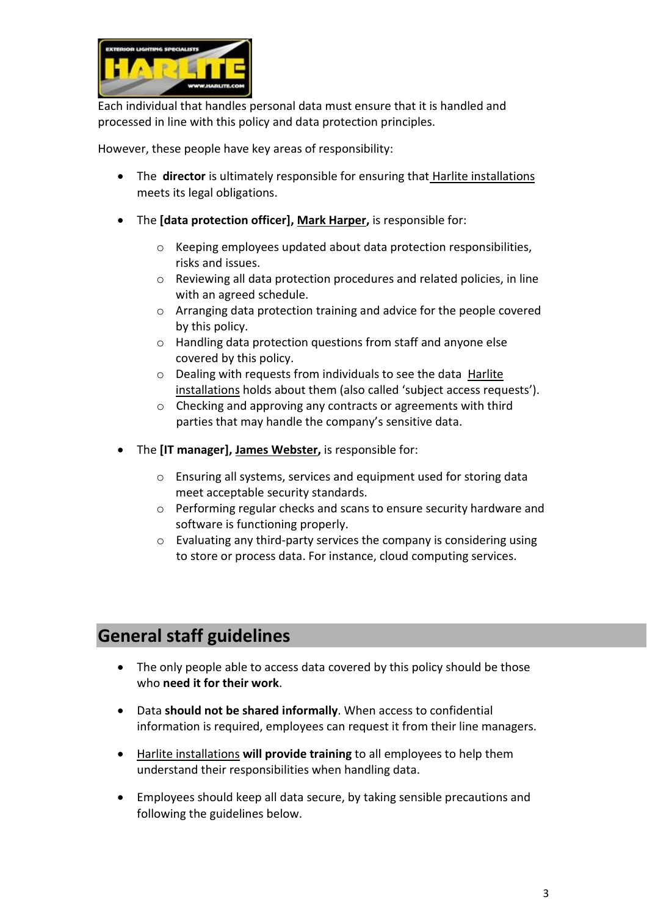Each individual that handles personal data must ensure that it is handled and processed in line with this policy and data protection principles.

However, these people have key areas of responsibility:

- The **director** is ultimately responsible for ensuring that Harlite installations meets its legal obligations.
- The **[data protection officer], Mark Harper,** is responsible for:
  - Keeping employees updated about data protection responsibilities, risks and issues.
  - Reviewing all data protection procedures and related policies, in line with an agreed schedule.
  - Arranging data protection training and advice for the people covered by this policy.
  - Handling data protection questions from staff and anyone else covered by this policy.
  - Dealing with requests from individuals to see the data Harlite installations holds about them (also called 'subject access requests').
  - Checking and approving any contracts or agreements with third parties that may handle the company's sensitive data.
- The **[IT manager], James Webster,** is responsible for:
  - Ensuring all systems, services and equipment used for storing data meet acceptable security standards.
  - Performing regular checks and scans to ensure security hardware and software is functioning properly.
  - Evaluating any third-party services the company is considering using to store or process data. For instance, cloud computing services.

## General staff guidelines

- The only people able to access data covered by this policy should be those who **need it for their work**.
- Data **should not be shared informally**. When access to confidential information is required, employees can request it from their line managers.
- Harlite installations **will provide training** to all employees to help them understand their responsibilities when handling data.
- Employees should keep all data secure, by taking sensible precautions and following the guidelines below.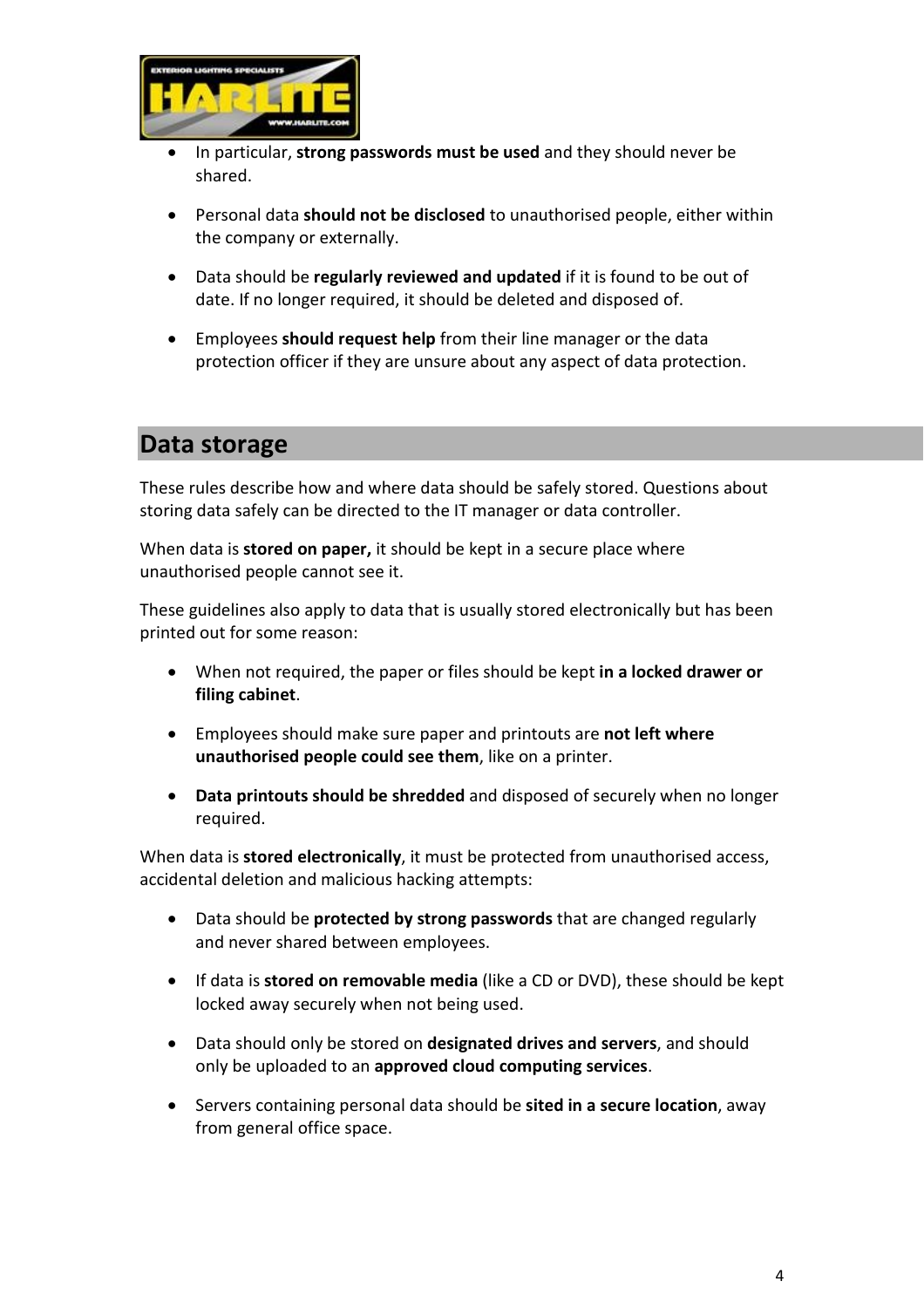- In particular, **strong passwords must be used** and they should never be shared.

- Personal data **should not be disclosed** to unauthorised people, either within the company or externally.

- Data should be **regularly reviewed and updated** if it is found to be out of date. If no longer required, it should be deleted and disposed of.

- Employees **should request help** from their line manager or the data protection officer if they are unsure about any aspect of data protection.

## Data storage

These rules describe how and where data should be safely stored. Questions about storing data safely can be directed to the IT manager or data controller.

When data is **stored on paper,** it should be kept in a secure place where unauthorised people cannot see it.

These guidelines also apply to data that is usually stored electronically but has been printed out for some reason:

- When not required, the paper or files should be kept **in a locked drawer or filing cabinet**.

- Employees should make sure paper and printouts are **not left where unauthorised people could see them**, like on a printer.

- **Data printouts should be shredded** and disposed of securely when no longer required.

When data is **stored electronically**, it must be protected from unauthorised access, accidental deletion and malicious hacking attempts:

- Data should be **protected by strong passwords** that are changed regularly and never shared between employees.

- If data is **stored on removable media** (like a CD or DVD), these should be kept locked away securely when not being used.

- Data should only be stored on **designated drives and servers**, and should only be uploaded to an **approved cloud computing services**.

- Servers containing personal data should be **sited in a secure location**, away from general office space.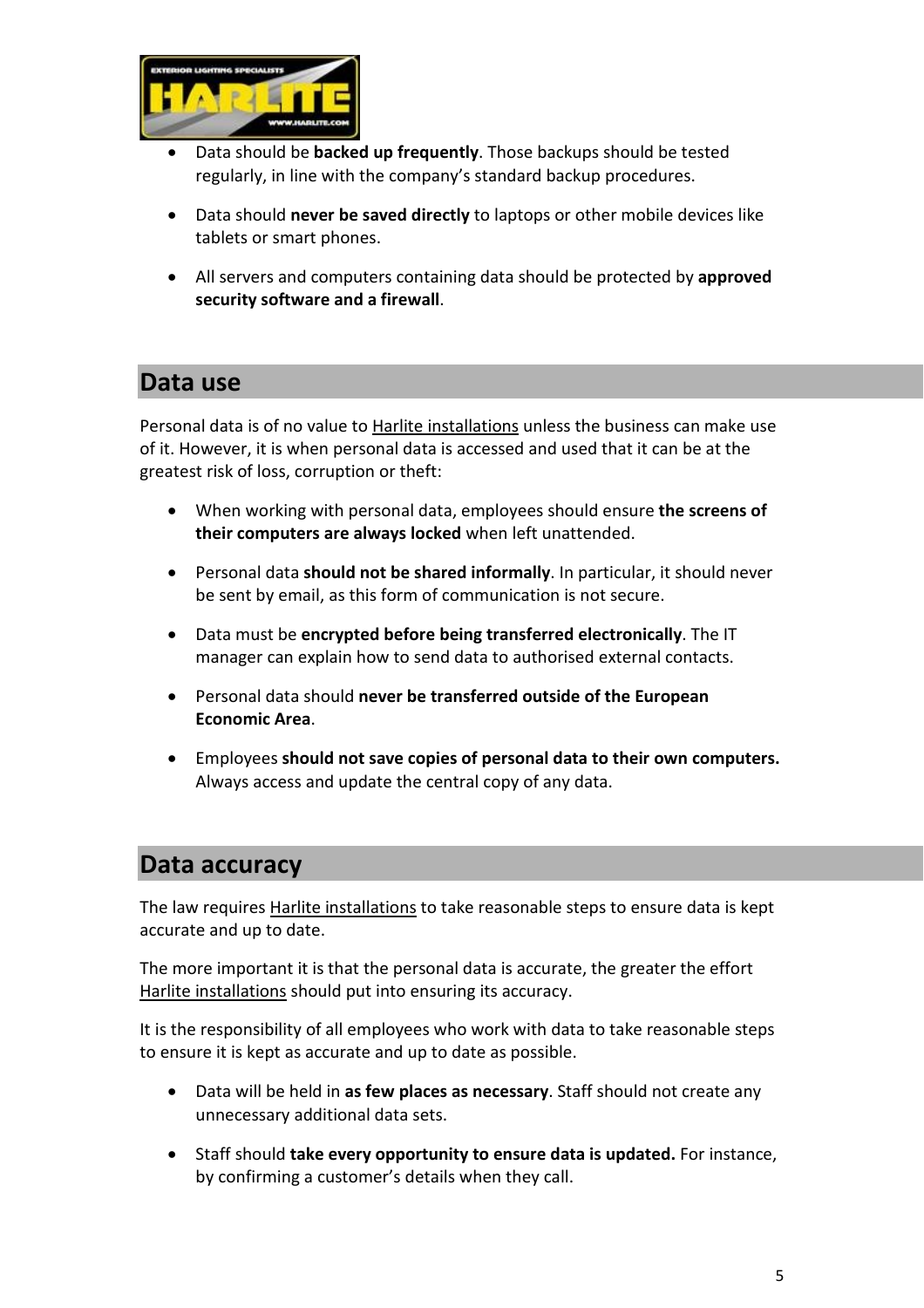- Data should be **backed up frequently**. Those backups should be tested regularly, in line with the company's standard backup procedures.

- Data should **never be saved directly** to laptops or other mobile devices like tablets or smart phones.

- All servers and computers containing data should be protected by **approved security software and a firewall**.

## Data use

Personal data is of no value to Harlite installations unless the business can make use of it. However, it is when personal data is accessed and used that it can be at the greatest risk of loss, corruption or theft:

- When working with personal data, employees should ensure **the screens of their computers are always locked** when left unattended.

- Personal data **should not be shared informally**. In particular, it should never be sent by email, as this form of communication is not secure.

- Data must be **encrypted before being transferred electronically**. The IT manager can explain how to send data to authorised external contacts.

- Personal data should **never be transferred outside of the European Economic Area**.

- Employees **should not save copies of personal data to their own computers.** Always access and update the central copy of any data.

## Data accuracy

The law requires Harlite installations to take reasonable steps to ensure data is kept accurate and up to date.

The more important it is that the personal data is accurate, the greater the effort Harlite installations should put into ensuring its accuracy.

It is the responsibility of all employees who work with data to take reasonable steps to ensure it is kept as accurate and up to date as possible.

- Data will be held in **as few places as necessary**. Staff should not create any unnecessary additional data sets.

- Staff should **take every opportunity to ensure data is updated.** For instance, by confirming a customer's details when they call.